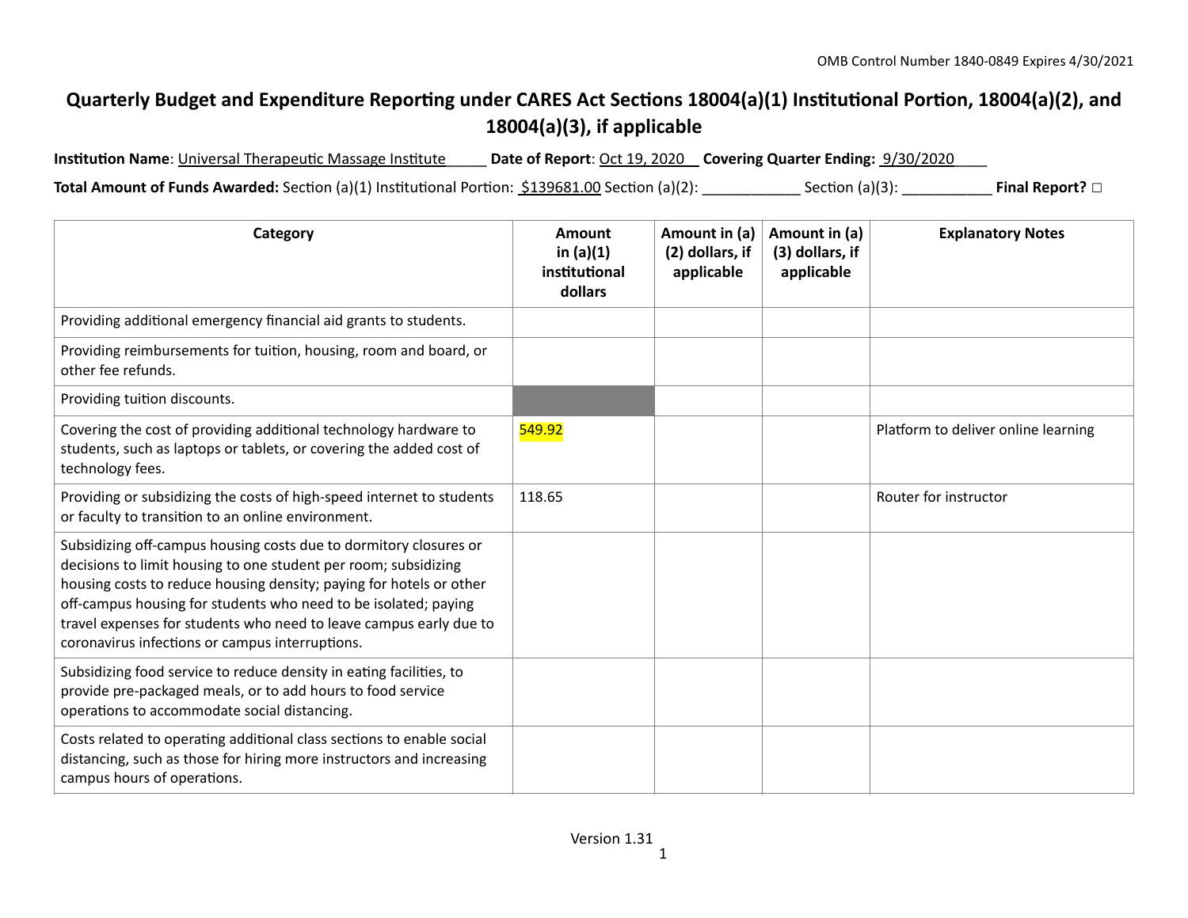OMB Control Number 1840-0849 Expires 4/30/2021

# Quarterly Budget and Expenditure Reporting under CARES Act Sections 18004(a)(1) Institutional Portion, 18004(a)(2), and 18004(a)(3), if applicable

**Institution Name**: Universal Therapeutic Massage Institute **Date of Report**: Oct 19, 2020 **Covering Quarter Ending:** 9/30/2020

**Total Amount of Funds Awarded:** Section (a)(1) Institutional Portion: $139681.00 Section (a)(2): ____________ Section (a)(3): ___________ **Final Report?** ☐

| Category | Amount in (a)(1) institutional dollars | Amount in (a)(2) dollars, if applicable | Amount in (a)(3) dollars, if applicable | Explanatory Notes |
|---|---|---|---|---|
| Providing additional emergency financial aid grants to students. | | | | |
| Providing reimbursements for tuition, housing, room and board, or other fee refunds. | | | | |
| Providing tuition discounts. | | | | |
| Covering the cost of providing additional technology hardware to students, such as laptops or tablets, or covering the added cost of technology fees. | 549.92 | | | Platform to deliver online learning |
| Providing or subsidizing the costs of high-speed internet to students or faculty to transition to an online environment. | 118.65 | | | Router for instructor |
| Subsidizing off-campus housing costs due to dormitory closures or decisions to limit housing to one student per room; subsidizing housing costs to reduce housing density; paying for hotels or other off-campus housing for students who need to be isolated; paying travel expenses for students who need to leave campus early due to coronavirus infections or campus interruptions. | | | | |
| Subsidizing food service to reduce density in eating facilities, to provide pre-packaged meals, or to add hours to food service operations to accommodate social distancing. | | | | |
| Costs related to operating additional class sections to enable social distancing, such as those for hiring more instructors and increasing campus hours of operations. | | | | |

Version 1.31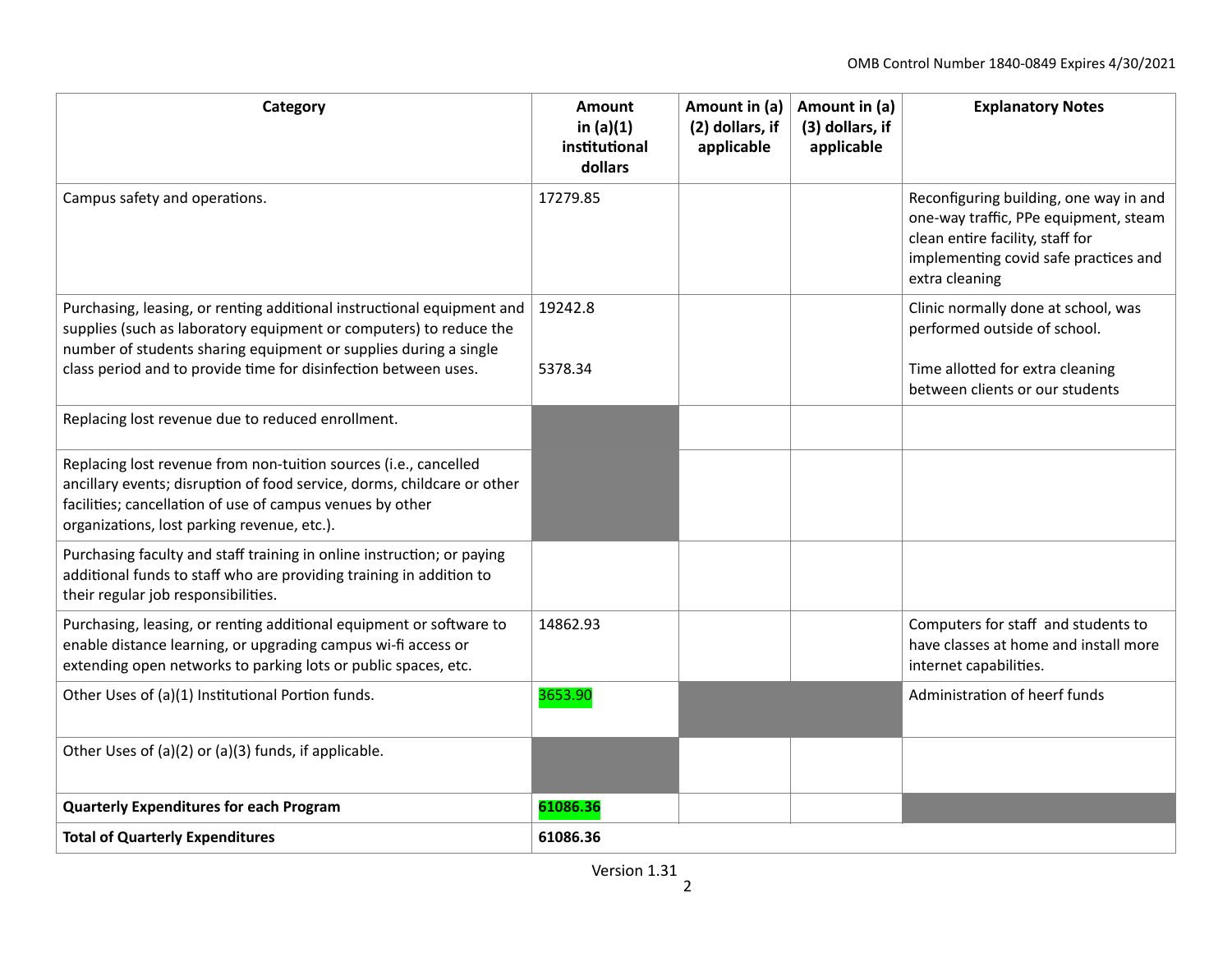| Category | Amount in (a)(1) institutional dollars | Amount in (a)(2) dollars, if applicable | Amount in (a)(3) dollars, if applicable | Explanatory Notes |
|---|---|---|---|---|
| Campus safety and operations. | 17279.85 | | | Reconfiguring building, one way in and one-way traffic, PPe equipment, steam clean entire facility, staff for implementing covid safe practices and extra cleaning |
| Purchasing, leasing, or renting additional instructional equipment and supplies (such as laboratory equipment or computers) to reduce the number of students sharing equipment or supplies during a single class period and to provide time for disinfection between uses. | 19242.8<br><br>5378.34 | | | Clinic normally done at school, was performed outside of school.<br><br>Time allotted for extra cleaning between clients or our students |
| Replacing lost revenue due to reduced enrollment. | | | | |
| Replacing lost revenue from non-tuition sources (i.e., cancelled ancillary events; disruption of food service, dorms, childcare or other facilities; cancellation of use of campus venues by other organizations, lost parking revenue, etc.). | | | | |
| Purchasing faculty and staff training in online instruction; or paying additional funds to staff who are providing training in addition to their regular job responsibilities. | | | | |
| Purchasing, leasing, or renting additional equipment or software to enable distance learning, or upgrading campus wi-fi access or extending open networks to parking lots or public spaces, etc. | 14862.93 | | | Computers for staff and students to have classes at home and install more internet capabilities. |
| Other Uses of (a)(1) Institutional Portion funds. | 3653.90 | | | Administration of heerf funds |
| Other Uses of (a)(2) or (a)(3) funds, if applicable. | | | | |
| **Quarterly Expenditures for each Program** | **61086.36** | | | |
| **Total of Quarterly Expenditures** | **61086.36** | | | |

Version 1.31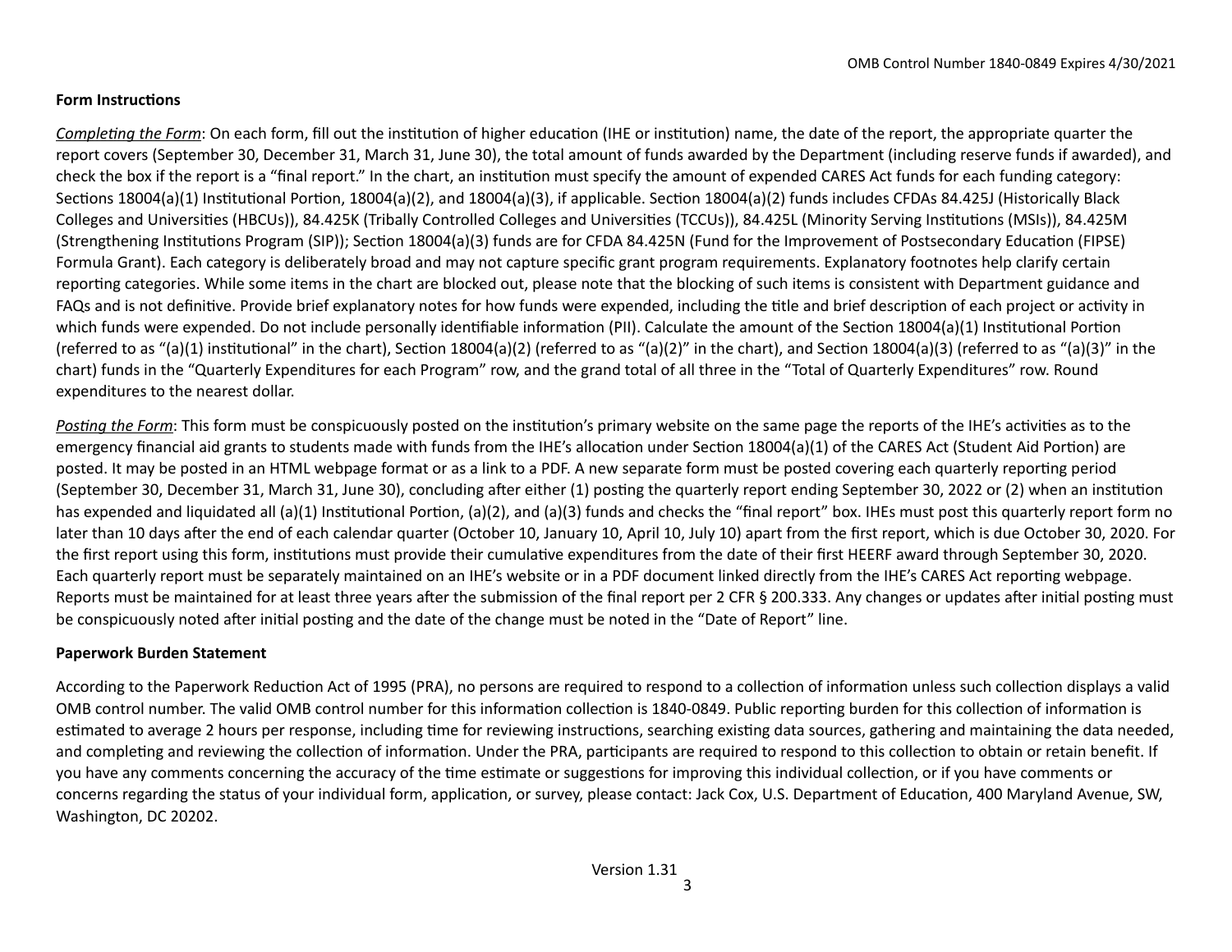**Form Instructions**

*Completing the Form*: On each form, fill out the institution of higher education (IHE or institution) name, the date of the report, the appropriate quarter the report covers (September 30, December 31, March 31, June 30), the total amount of funds awarded by the Department (including reserve funds if awarded), and check the box if the report is a "final report." In the chart, an institution must specify the amount of expended CARES Act funds for each funding category: Sections 18004(a)(1) Institutional Portion, 18004(a)(2), and 18004(a)(3), if applicable. Section 18004(a)(2) funds includes CFDAs 84.425J (Historically Black Colleges and Universities (HBCUs)), 84.425K (Tribally Controlled Colleges and Universities (TCCUs)), 84.425L (Minority Serving Institutions (MSIs)), 84.425M (Strengthening Institutions Program (SIP)); Section 18004(a)(3) funds are for CFDA 84.425N (Fund for the Improvement of Postsecondary Education (FIPSE) Formula Grant). Each category is deliberately broad and may not capture specific grant program requirements. Explanatory footnotes help clarify certain reporting categories. While some items in the chart are blocked out, please note that the blocking of such items is consistent with Department guidance and FAQs and is not definitive. Provide brief explanatory notes for how funds were expended, including the title and brief description of each project or activity in which funds were expended. Do not include personally identifiable information (PII). Calculate the amount of the Section 18004(a)(1) Institutional Portion (referred to as "(a)(1) institutional" in the chart), Section 18004(a)(2) (referred to as "(a)(2)" in the chart), and Section 18004(a)(3) (referred to as "(a)(3)" in the chart) funds in the "Quarterly Expenditures for each Program" row, and the grand total of all three in the "Total of Quarterly Expenditures" row. Round expenditures to the nearest dollar.

*Posting the Form*: This form must be conspicuously posted on the institution's primary website on the same page the reports of the IHE's activities as to the emergency financial aid grants to students made with funds from the IHE's allocation under Section 18004(a)(1) of the CARES Act (Student Aid Portion) are posted. It may be posted in an HTML webpage format or as a link to a PDF. A new separate form must be posted covering each quarterly reporting period (September 30, December 31, March 31, June 30), concluding after either (1) posting the quarterly report ending September 30, 2022 or (2) when an institution has expended and liquidated all (a)(1) Institutional Portion, (a)(2), and (a)(3) funds and checks the "final report" box. IHEs must post this quarterly report form no later than 10 days after the end of each calendar quarter (October 10, January 10, April 10, July 10) apart from the first report, which is due October 30, 2020. For the first report using this form, institutions must provide their cumulative expenditures from the date of their first HEERF award through September 30, 2020. Each quarterly report must be separately maintained on an IHE's website or in a PDF document linked directly from the IHE's CARES Act reporting webpage. Reports must be maintained for at least three years after the submission of the final report per 2 CFR § 200.333. Any changes or updates after initial posting must be conspicuously noted after initial posting and the date of the change must be noted in the "Date of Report" line.

**Paperwork Burden Statement**

According to the Paperwork Reduction Act of 1995 (PRA), no persons are required to respond to a collection of information unless such collection displays a valid OMB control number. The valid OMB control number for this information collection is 1840-0849. Public reporting burden for this collection of information is estimated to average 2 hours per response, including time for reviewing instructions, searching existing data sources, gathering and maintaining the data needed, and completing and reviewing the collection of information. Under the PRA, participants are required to respond to this collection to obtain or retain benefit. If you have any comments concerning the accuracy of the time estimate or suggestions for improving this individual collection, or if you have comments or concerns regarding the status of your individual form, application, or survey, please contact: Jack Cox, U.S. Department of Education, 400 Maryland Avenue, SW, Washington, DC 20202.